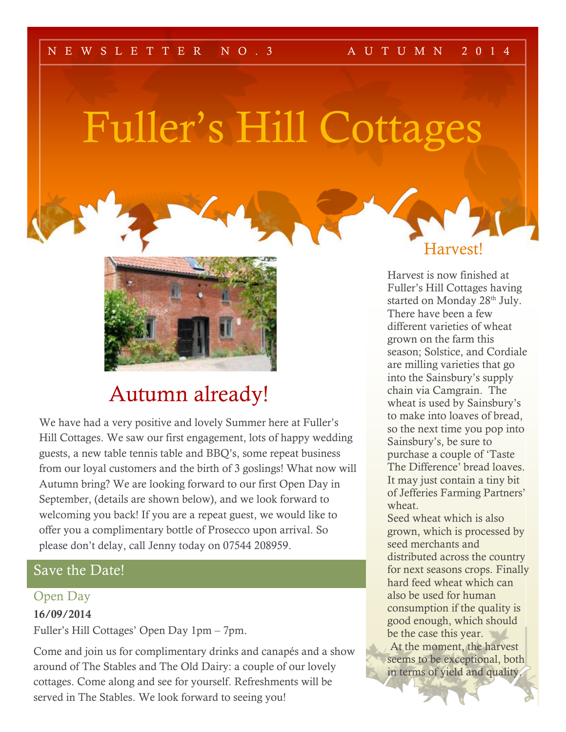NEWSLETTER NO.3 AUTUMN 2014

# Fuller's Hill Cottages

## Autumn already!

We have had a very positive and lovely Summer here at Fuller's Hill Cottages. We saw our first engagement, lots of happy wedding guests, a new table tennis table and BBQ's, some repeat business from our loyal customers and the birth of 3 goslings! What now will Autumn bring? We are looking forward to our first Open Day in September, (details are shown below), and we look forward to welcoming you back! If you are a repeat guest, we would like to offer you a complimentary bottle of Prosecco upon arrival. So please don't delay, call Jenny today on 07544 208959.

## Save the Date!

### Open Day

**16/09/2014**

Fuller's Hill Cottages' Open Day 1pm – 7pm.

Come and join us for complimentary drinks and canapés and a show around of The Stables and The Old Dairy: a couple of our lovely cottages. Come along and see for yourself. Refreshments will be served in The Stables. We look forward to seeing you!

## Harvest!

Harvest is now finished at Fuller's Hill Cottages having started on Monday 28th July. There have been a few different varieties of wheat grown on the farm this season; Solstice, and Cordiale are milling varieties that go into the Sainsbury's supply chain via Camgrain. The wheat is used by Sainsbury's to make into loaves of bread, so the next time you pop into Sainsbury's, be sure to purchase a couple of 'Taste The Difference' bread loaves. It may just contain a tiny bit of Jefferies Farming Partners' wheat.

Seed wheat which is also grown, which is processed by seed merchants and distributed across the country for next seasons crops. Finally hard feed wheat which can also be used for human consumption if the quality is good enough, which should be the case this year.

At the moment, the harvest seems to be exceptional, both in terms of yield and quality.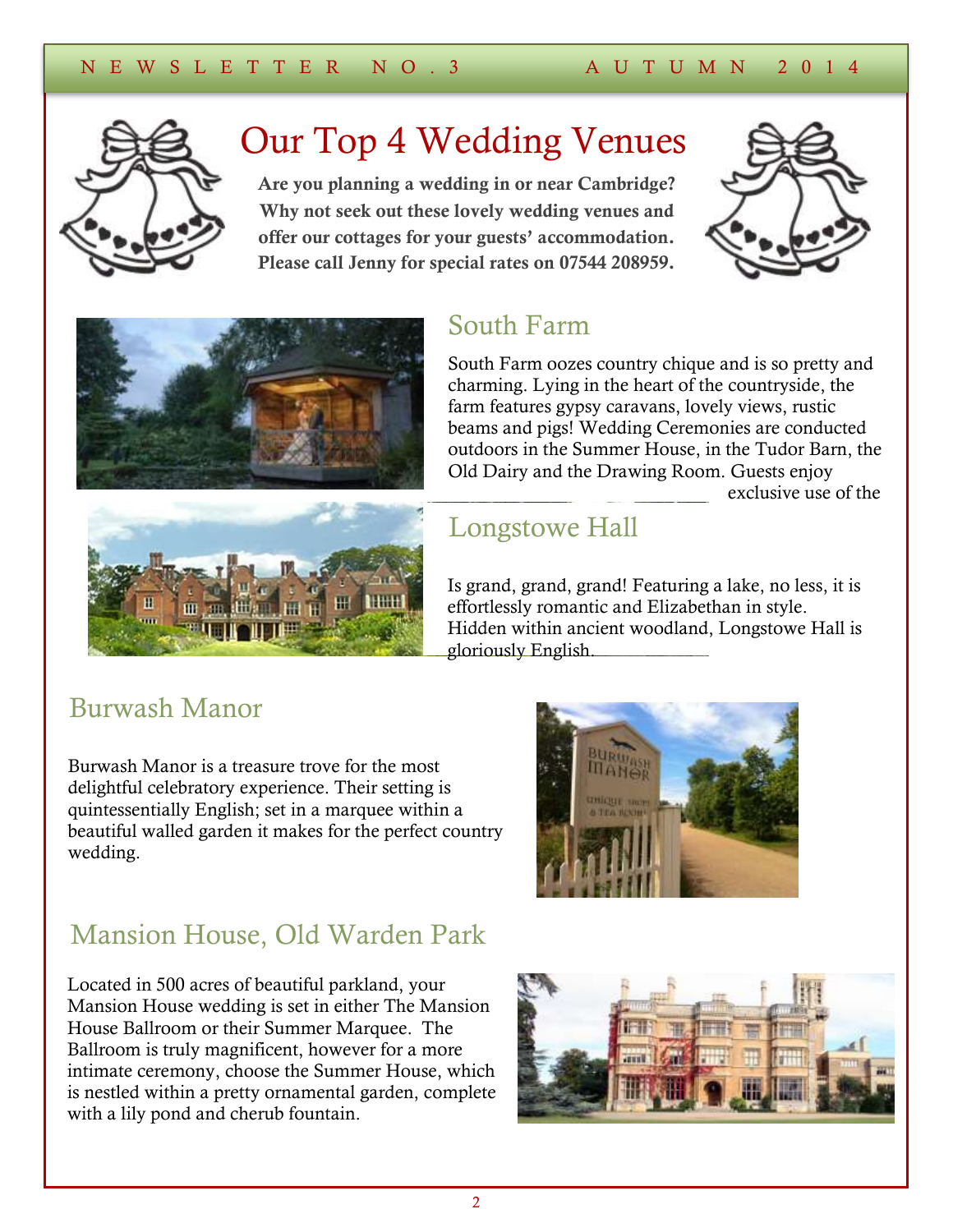NEWSLETTER NO.3 AUTUMN 2014

# Our Top 4 Wedding Venues

**Are you planning a wedding in or near Cambridge? Why not seek out these lovely wedding venues and offer our cottages for your guests' accommodation. Please call Jenny for special rates on 07544 208959.**

## South Farm

South Farm oozes country chique and is so pretty and charming. Lying in the heart of the countryside, the farm features gypsy caravans, lovely views, rustic beams and pigs! Wedding Ceremonies are conducted outdoors in the Summer House, in the Tudor Barn, the Old Dairy and the Drawing Room. Guests enjoy exclusive use of the

## Longstowe Hall

Is grand, grand, grand! Featuring a lake, no less, it is effortlessly romantic and Elizabethan in style. Hidden within ancient woodland, Longstowe Hall is gloriously English.

## Burwash Manor

Burwash Manor is a treasure trove for the most delightful celebratory experience. Their setting is quintessentially English; set in a marquee within a beautiful walled garden it makes for the perfect country wedding.

## Mansion House, Old Warden Park

Located in 500 acres of beautiful parkland, your Mansion House wedding is set in either The Mansion House Ballroom or their Summer Marquee. The Ballroom is truly magnificent, however for a more intimate ceremony, choose the Summer House, which is nestled within a pretty ornamental garden, complete with a lily pond and cherub fountain.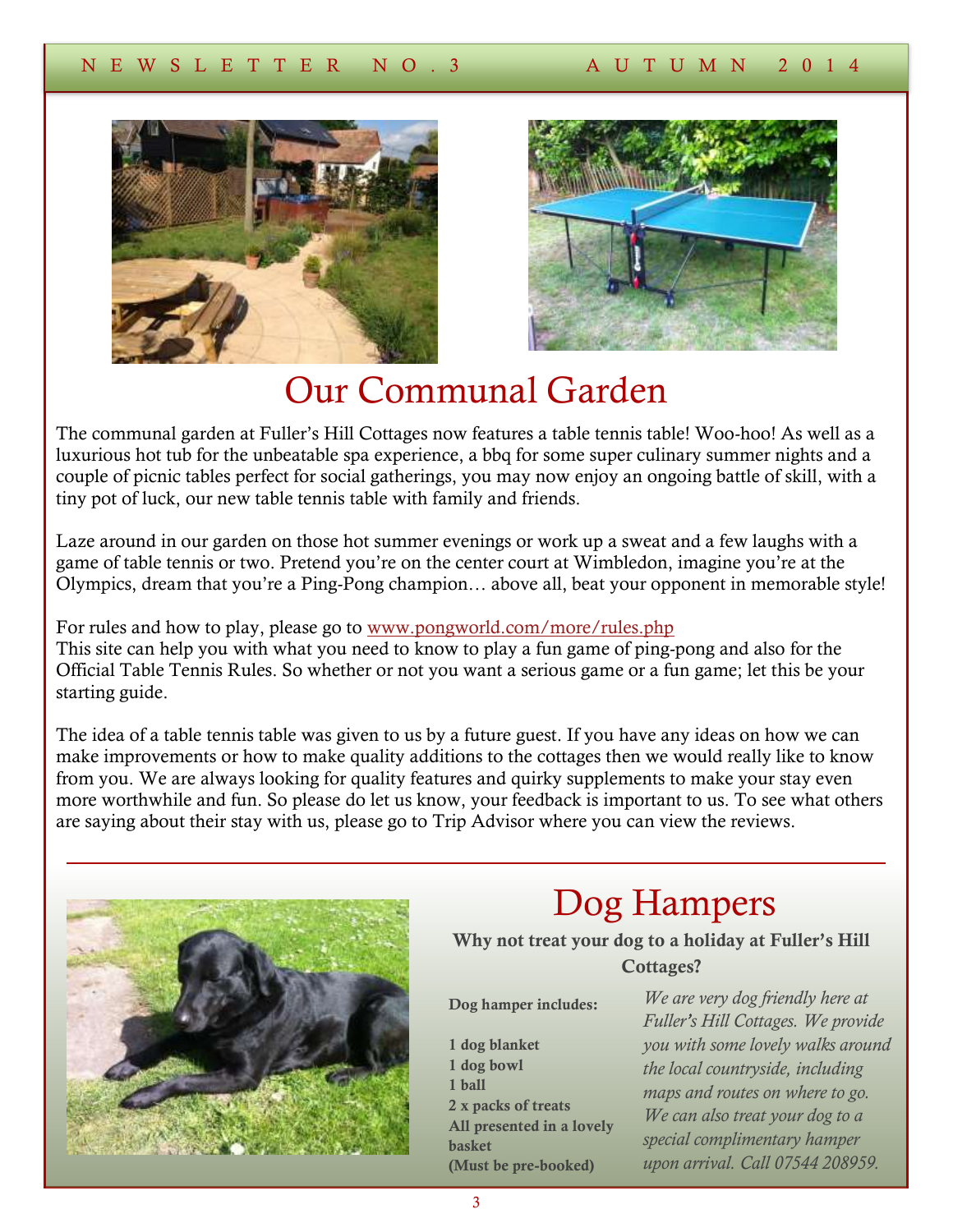# Our Communal Garden

The communal garden at Fuller's Hill Cottages now features a table tennis table! Woo-hoo! As well as a luxurious hot tub for the unbeatable spa experience, a bbq for some super culinary summer nights and a couple of picnic tables perfect for social gatherings, you may now enjoy an ongoing battle of skill, with a tiny pot of luck, our new table tennis table with family and friends.

Laze around in our garden on those hot summer evenings or work up a sweat and a few laughs with a game of table tennis or two. Pretend you're on the center court at Wimbledon, imagine you're at the Olympics, dream that you're a Ping-Pong champion… above all, beat your opponent in memorable style!

For rules and how to play, please go to www.pongworld.com/more/rules.php
This site can help you with what you need to know to play a fun game of ping-pong and also for the Official Table Tennis Rules. So whether or not you want a serious game or a fun game; let this be your starting guide.

The idea of a table tennis table was given to us by a future guest. If you have any ideas on how we can make improvements or how to make quality additions to the cottages then we would really like to know from you. We are always looking for quality features and quirky supplements to make your stay even more worthwhile and fun. So please do let us know, your feedback is important to us. To see what others are saying about their stay with us, please go to Trip Advisor where you can view the reviews.

---

# Dog Hampers

**Why not treat your dog to a holiday at Fuller's Hill Cottages?**

**Dog hamper includes:**

**1 dog blanket**
**1 dog bowl**
**1 ball**
**2 x packs of treats**
**All presented in a lovely basket**
**(Must be pre-booked)**

*We are very dog friendly here at Fuller's Hill Cottages. We provide you with some lovely walks around the local countryside, including maps and routes on where to go. We can also treat your dog to a special complimentary hamper upon arrival. Call 07544 208959.*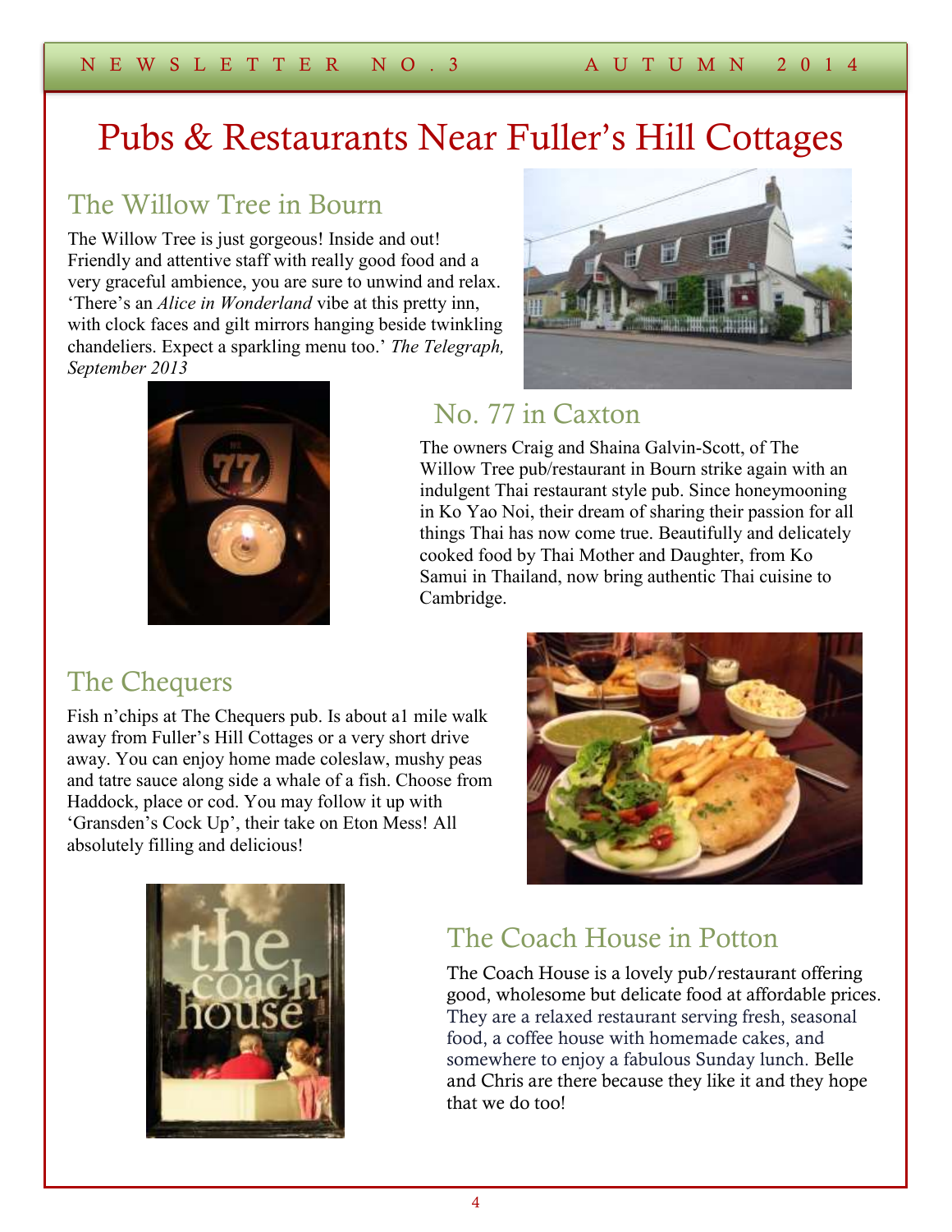# Pubs & Restaurants Near Fuller's Hill Cottages

## The Willow Tree in Bourn

The Willow Tree is just gorgeous! Inside and out! Friendly and attentive staff with really good food and a very graceful ambience, you are sure to unwind and relax. 'There's an *Alice in Wonderland* vibe at this pretty inn, with clock faces and gilt mirrors hanging beside twinkling chandeliers. Expect a sparkling menu too.' *The Telegraph, September 2013*

## No. 77 in Caxton

The owners Craig and Shaina Galvin-Scott, of The Willow Tree pub/restaurant in Bourn strike again with an indulgent Thai restaurant style pub. Since honeymooning in Ko Yao Noi, their dream of sharing their passion for all things Thai has now come true. Beautifully and delicately cooked food by Thai Mother and Daughter, from Ko Samui in Thailand, now bring authentic Thai cuisine to Cambridge.

## The Chequers

Fish n'chips at The Chequers pub. Is about a1 mile walk away from Fuller's Hill Cottages or a very short drive away. You can enjoy home made coleslaw, mushy peas and tatre sauce along side a whale of a fish. Choose from Haddock, place or cod. You may follow it up with 'Gransden's Cock Up', their take on Eton Mess! All absolutely filling and delicious!

## The Coach House in Potton

The Coach House is a lovely pub/restaurant offering good, wholesome but delicate food at affordable prices. They are a relaxed restaurant serving fresh, seasonal food, a coffee house with homemade cakes, and somewhere to enjoy a fabulous Sunday lunch. Belle and Chris are there because they like it and they hope that we do too!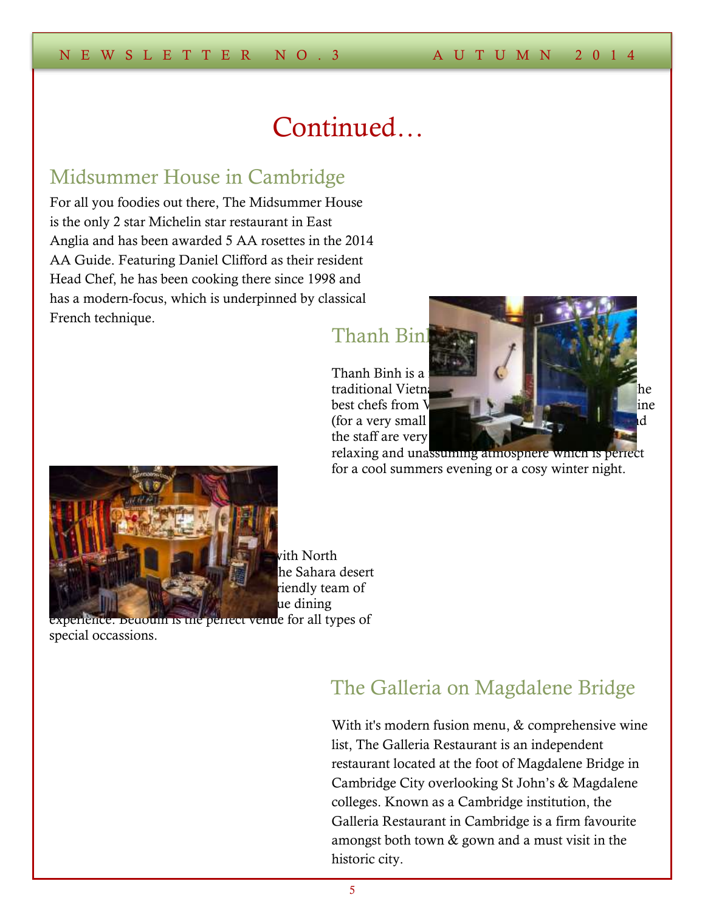# Continued…

## Midsummer House in Cambridge

For all you foodies out there, The Midsummer House is the only 2 star Michelin star restaurant in East Anglia and has been awarded 5 AA rosettes in the 2014 AA Guide. Featuring Daniel Clifford as their resident Head Chef, he has been cooking there since 1998 and has a modern-focus, which is underpinned by classical French technique.

## Thanh Binh

Thanh Binh is a traditional Vietna best chefs from V ine (for a very small d the staff are very relaxing and unassuming atmosphere which is perfect for a cool summers evening or a cosy winter night.

with North he Sahara desert riendly team of ue dining experience. Bedouin is the perfect venue for all types of special occassions.

## The Galleria on Magdalene Bridge

With it's modern fusion menu, & comprehensive wine list, The Galleria Restaurant is an independent restaurant located at the foot of Magdalene Bridge in Cambridge City overlooking St John's & Magdalene colleges. Known as a Cambridge institution, the Galleria Restaurant in Cambridge is a firm favourite amongst both town & gown and a must visit in the historic city.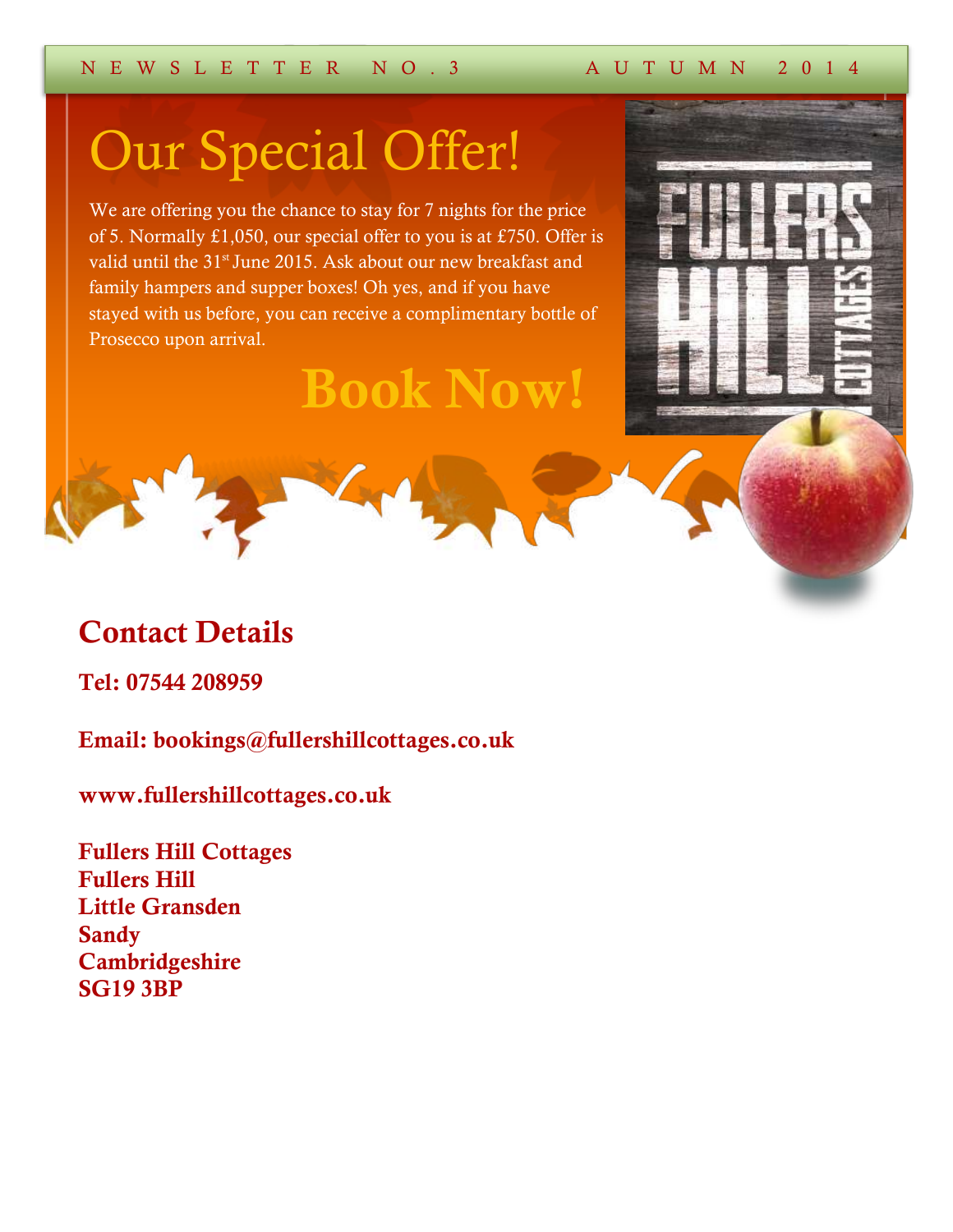NEWSLETTER NO.3 AUTUMN 2014

# Our Special Offer!

We are offering you the chance to stay for 7 nights for the price of 5. Normally £1,050, our special offer to you is at £750. Offer is valid until the 31st June 2015. Ask about our new breakfast and family hampers and supper boxes! Oh yes, and if you have stayed with us before, you can receive a complimentary bottle of Prosecco upon arrival.

**Book Now!**

FULLERS HILL COTTAGES

## Contact Details

**Tel: 07544 208959**

**Email: bookings@fullershillcottages.co.uk**

**www.fullershillcottages.co.uk**

**Fullers Hill Cottages**
**Fullers Hill**
**Little Gransden**
**Sandy**
**Cambridgeshire**
**SG19 3BP**